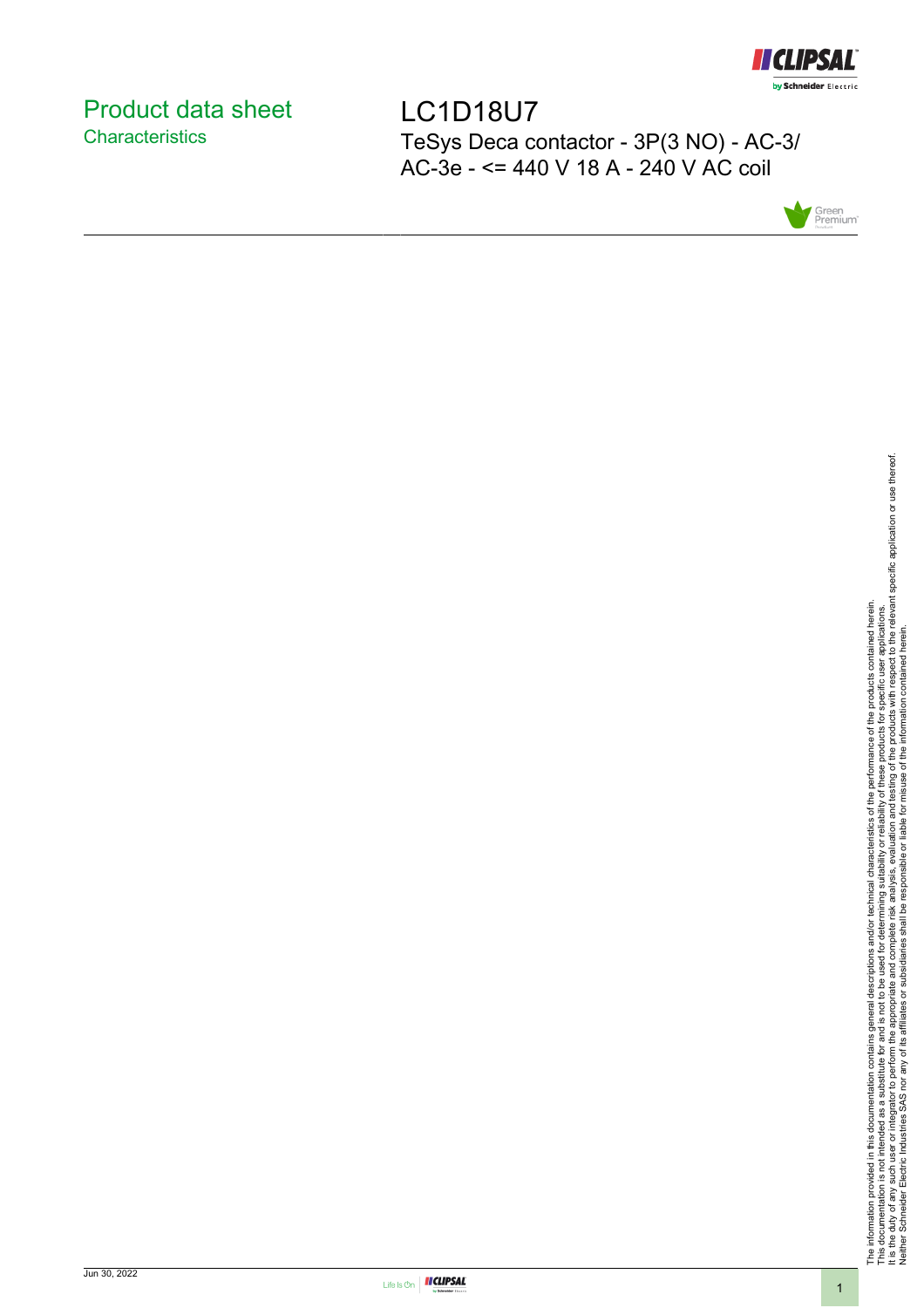# Product data sheet
## Characteristics

# LC1D18U7

TeSys Deca contactor - 3P(3 NO) - AC-3/ AC-3e - <= 440 V 18 A - 240 V AC coil

The information provided in this documentation contains general descriptions and/or technical characteristics of the performance of the products contained herein.
This documentation is not intended as a substitute for and is not to be used for determining suitability or reliability of these products for specific user applications.
It is the duty of any such user or integrator to perform the appropriate and complete risk analysis, evaluation and testing of the products with respect to the relevant specific application or use thereof.
Neither Schneider Electric Industries SAS nor any of its affiliates or subsidiaries shall be responsible or liable for misuse of the information contained herein.

Jun 30, 2022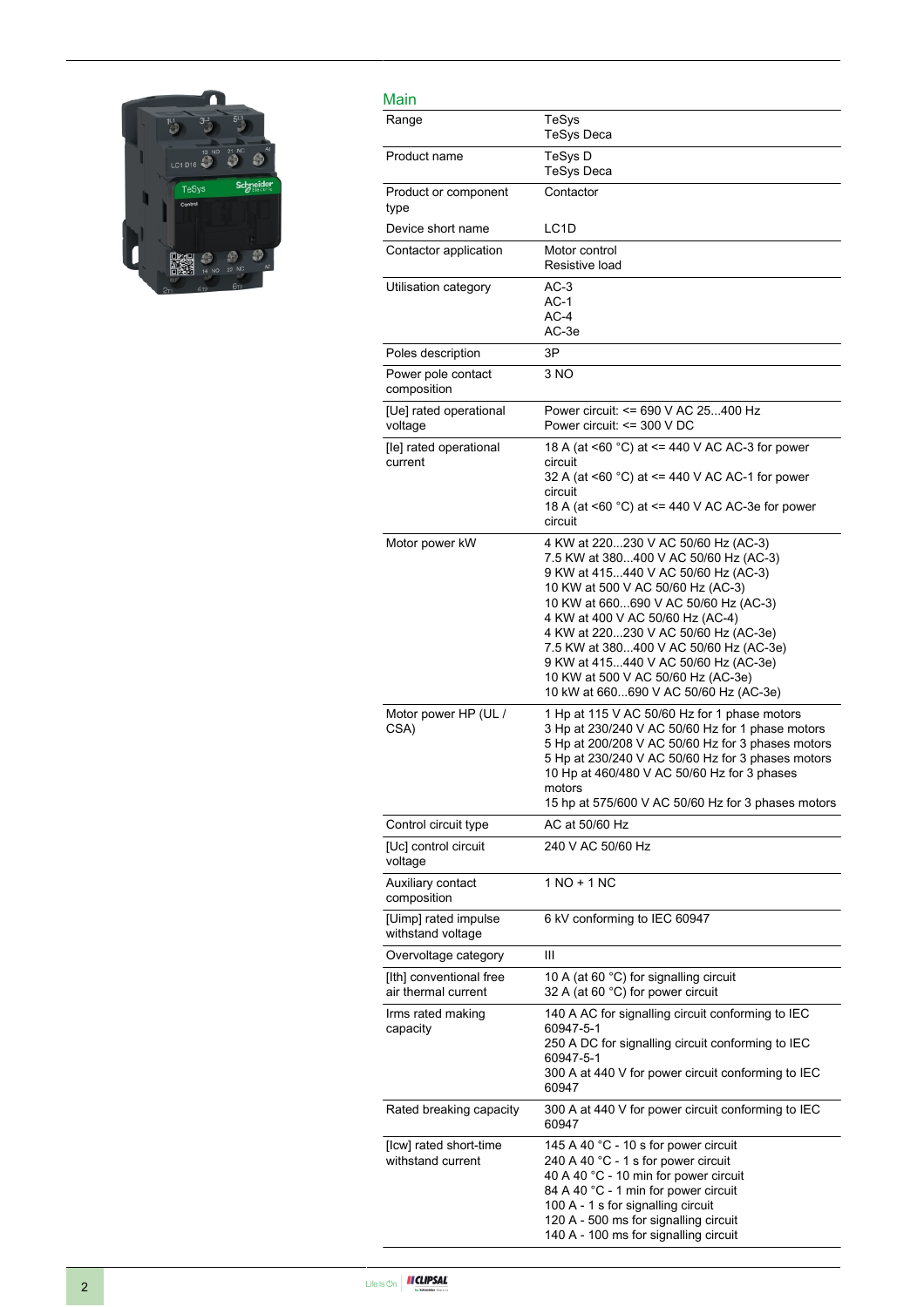## Main

| | |
|---|---|
| Range | TeSys<br>TeSys Deca |
| Product name | TeSys D<br>TeSys Deca |
| Product or component type | Contactor |
| Device short name | LC1D |
| Contactor application | Motor control<br>Resistive load |
| Utilisation category | AC-3<br>AC-1<br>AC-4<br>AC-3e |
| Poles description | 3P |
| Power pole contact composition | 3 NO |
| [Ue] rated operational voltage | Power circuit: <= 690 V AC 25...400 Hz<br>Power circuit: <= 300 V DC |
| [Ie] rated operational current | 18 A (at <60 °C) at <= 440 V AC AC-3 for power circuit<br>32 A (at <60 °C) at <= 440 V AC AC-1 for power circuit<br>18 A (at <60 °C) at <= 440 V AC AC-3e for power circuit |
| Motor power kW | 4 KW at 220...230 V AC 50/60 Hz (AC-3)<br>7.5 KW at 380...400 V AC 50/60 Hz (AC-3)<br>9 KW at 415...440 V AC 50/60 Hz (AC-3)<br>10 KW at 500 V AC 50/60 Hz (AC-3)<br>10 KW at 660...690 V AC 50/60 Hz (AC-3)<br>4 KW at 400 V AC 50/60 Hz (AC-4)<br>4 KW at 220...230 V AC 50/60 Hz (AC-3e)<br>7.5 KW at 380...400 V AC 50/60 Hz (AC-3e)<br>9 KW at 415...440 V AC 50/60 Hz (AC-3e)<br>10 KW at 500 V AC 50/60 Hz (AC-3e)<br>10 kW at 660...690 V AC 50/60 Hz (AC-3e) |
| Motor power HP (UL / CSA) | 1 Hp at 115 V AC 50/60 Hz for 1 phase motors<br>3 Hp at 230/240 V AC 50/60 Hz for 1 phase motors<br>5 Hp at 200/208 V AC 50/60 Hz for 3 phases motors<br>5 Hp at 230/240 V AC 50/60 Hz for 3 phases motors<br>10 Hp at 460/480 V AC 50/60 Hz for 3 phases motors<br>15 hp at 575/600 V AC 50/60 Hz for 3 phases motors |
| Control circuit type | AC at 50/60 Hz |
| [Uc] control circuit voltage | 240 V AC 50/60 Hz |
| Auxiliary contact composition | 1 NO + 1 NC |
| [Uimp] rated impulse withstand voltage | 6 kV conforming to IEC 60947 |
| Overvoltage category | III |
| [Ith] conventional free air thermal current | 10 A (at 60 °C) for signalling circuit<br>32 A (at 60 °C) for power circuit |
| Irms rated making capacity | 140 A AC for signalling circuit conforming to IEC 60947-5-1<br>250 A DC for signalling circuit conforming to IEC 60947-5-1<br>300 A at 440 V for power circuit conforming to IEC 60947 |
| Rated breaking capacity | 300 A at 440 V for power circuit conforming to IEC 60947 |
| [Icw] rated short-time withstand current | 145 A 40 °C - 10 s for power circuit<br>240 A 40 °C - 1 s for power circuit<br>40 A 40 °C - 10 min for power circuit<br>84 A 40 °C - 1 min for power circuit<br>100 A - 1 s for signalling circuit<br>120 A - 500 ms for signalling circuit<br>140 A - 100 ms for signalling circuit |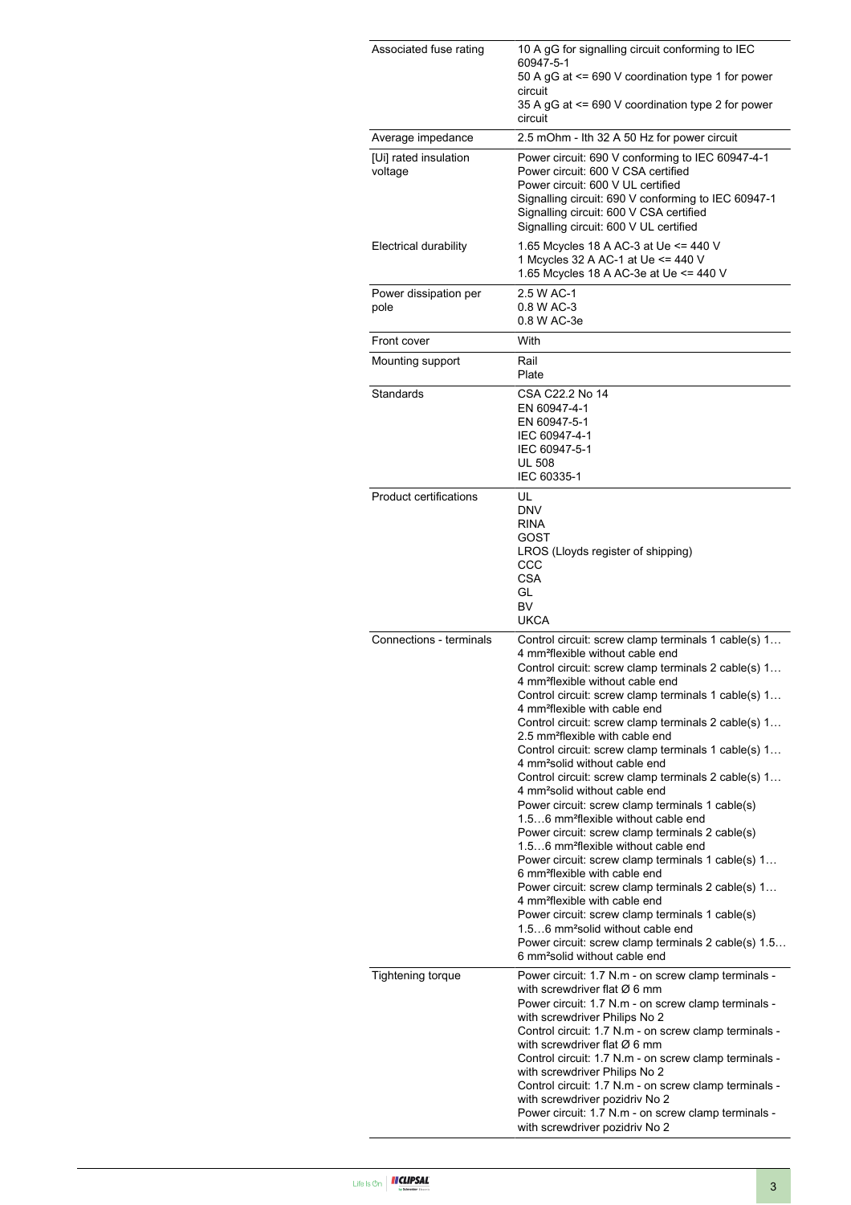| | |
|---|---|
| Associated fuse rating | 10 A gG for signalling circuit conforming to IEC 60947-5-1<br>50 A gG at <= 690 V coordination type 1 for power circuit<br>35 A gG at <= 690 V coordination type 2 for power circuit |
| Average impedance | 2.5 mOhm - Ith 32 A 50 Hz for power circuit |
| [Ui] rated insulation voltage | Power circuit: 690 V conforming to IEC 60947-4-1<br>Power circuit: 600 V CSA certified<br>Power circuit: 600 V UL certified<br>Signalling circuit: 690 V conforming to IEC 60947-1<br>Signalling circuit: 600 V CSA certified<br>Signalling circuit: 600 V UL certified |
| Electrical durability | 1.65 Mcycles 18 A AC-3 at Ue <= 440 V<br>1 Mcycles 32 A AC-1 at Ue <= 440 V<br>1.65 Mcycles 18 A AC-3e at Ue <= 440 V |
| Power dissipation per pole | 2.5 W AC-1<br>0.8 W AC-3<br>0.8 W AC-3e |
| Front cover | With |
| Mounting support | Rail<br>Plate |
| Standards | CSA C22.2 No 14<br>EN 60947-4-1<br>EN 60947-5-1<br>IEC 60947-4-1<br>IEC 60947-5-1<br>UL 508<br>IEC 60335-1 |
| Product certifications | UL<br>DNV<br>RINA<br>GOST<br>LROS (Lloyds register of shipping)<br>CCC<br>CSA<br>GL<br>BV<br>UKCA |
| Connections - terminals | Control circuit: screw clamp terminals 1 cable(s) 1…4 mm²flexible without cable end<br>Control circuit: screw clamp terminals 2 cable(s) 1…4 mm²flexible without cable end<br>Control circuit: screw clamp terminals 1 cable(s) 1…4 mm²flexible with cable end<br>Control circuit: screw clamp terminals 2 cable(s) 1…2.5 mm²flexible with cable end<br>Control circuit: screw clamp terminals 1 cable(s) 1…4 mm²solid without cable end<br>Control circuit: screw clamp terminals 2 cable(s) 1…4 mm²solid without cable end<br>Power circuit: screw clamp terminals 1 cable(s) 1.5…6 mm²flexible without cable end<br>Power circuit: screw clamp terminals 2 cable(s) 1.5…6 mm²flexible without cable end<br>Power circuit: screw clamp terminals 1 cable(s) 1…6 mm²flexible with cable end<br>Power circuit: screw clamp terminals 2 cable(s) 1…4 mm²flexible with cable end<br>Power circuit: screw clamp terminals 1 cable(s) 1.5…6 mm²solid without cable end<br>Power circuit: screw clamp terminals 2 cable(s) 1.5…6 mm²solid without cable end |
| Tightening torque | Power circuit: 1.7 N.m - on screw clamp terminals - with screwdriver flat Ø 6 mm<br>Power circuit: 1.7 N.m - on screw clamp terminals - with screwdriver Philips No 2<br>Control circuit: 1.7 N.m - on screw clamp terminals - with screwdriver flat Ø 6 mm<br>Control circuit: 1.7 N.m - on screw clamp terminals - with screwdriver Philips No 2<br>Control circuit: 1.7 N.m - on screw clamp terminals - with screwdriver pozidriv No 2<br>Power circuit: 1.7 N.m - on screw clamp terminals - with screwdriver pozidriv No 2 |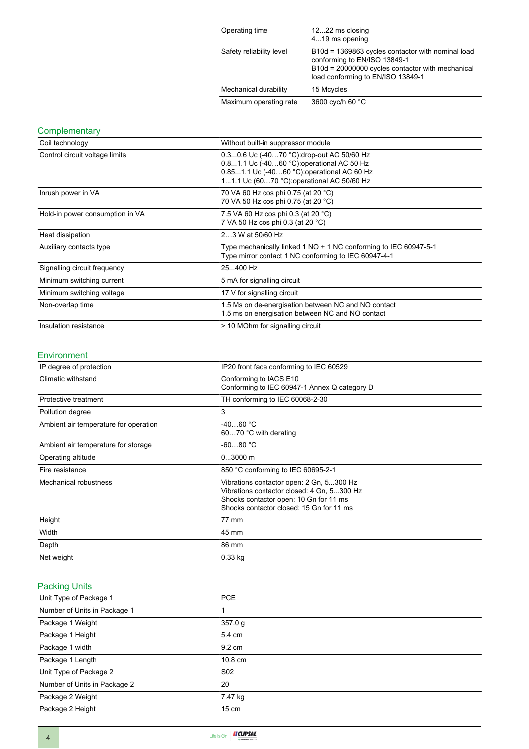| | |
|---|---|
| Operating time | 12...22 ms closing<br>4...19 ms opening |
| Safety reliability level | B10d = 1369863 cycles contactor with nominal load conforming to EN/ISO 13849-1<br>B10d = 20000000 cycles contactor with mechanical load conforming to EN/ISO 13849-1 |
| Mechanical durability | 15 Mcycles |
| Maximum operating rate | 3600 cyc/h 60 °C |

## Complementary

| | |
|---|---|
| Coil technology | Without built-in suppressor module |
| Control circuit voltage limits | 0.3...0.6 Uc (-40…70 °C):drop-out AC 50/60 Hz<br>0.8...1.1 Uc (-40…60 °C):operational AC 50 Hz<br>0.85...1.1 Uc (-40…60 °C):operational AC 60 Hz<br>1...1.1 Uc (60…70 °C):operational AC 50/60 Hz |
| Inrush power in VA | 70 VA 60 Hz cos phi 0.75 (at 20 °C)<br>70 VA 50 Hz cos phi 0.75 (at 20 °C) |
| Hold-in power consumption in VA | 7.5 VA 60 Hz cos phi 0.3 (at 20 °C)<br>7 VA 50 Hz cos phi 0.3 (at 20 °C) |
| Heat dissipation | 2…3 W at 50/60 Hz |
| Auxiliary contacts type | Type mechanically linked 1 NO + 1 NC conforming to IEC 60947-5-1<br>Type mirror contact 1 NC conforming to IEC 60947-4-1 |
| Signalling circuit frequency | 25...400 Hz |
| Minimum switching current | 5 mA for signalling circuit |
| Minimum switching voltage | 17 V for signalling circuit |
| Non-overlap time | 1.5 Ms on de-energisation between NC and NO contact<br>1.5 ms on energisation between NC and NO contact |
| Insulation resistance | > 10 MOhm for signalling circuit |

## Environment

| | |
|---|---|
| IP degree of protection | IP20 front face conforming to IEC 60529 |
| Climatic withstand | Conforming to IACS E10<br>Conforming to IEC 60947-1 Annex Q category D |
| Protective treatment | TH conforming to IEC 60068-2-30 |
| Pollution degree | 3 |
| Ambient air temperature for operation | -40…60 °C<br>60…70 °C with derating |
| Ambient air temperature for storage | -60...80 °C |
| Operating altitude | 0...3000 m |
| Fire resistance | 850 °C conforming to IEC 60695-2-1 |
| Mechanical robustness | Vibrations contactor open: 2 Gn, 5...300 Hz<br>Vibrations contactor closed: 4 Gn, 5...300 Hz<br>Shocks contactor open: 10 Gn for 11 ms<br>Shocks contactor closed: 15 Gn for 11 ms |
| Height | 77 mm |
| Width | 45 mm |
| Depth | 86 mm |
| Net weight | 0.33 kg |

## Packing Units

| | |
|---|---|
| Unit Type of Package 1 | PCE |
| Number of Units in Package 1 | 1 |
| Package 1 Weight | 357.0 g |
| Package 1 Height | 5.4 cm |
| Package 1 width | 9.2 cm |
| Package 1 Length | 10.8 cm |
| Unit Type of Package 2 | S02 |
| Number of Units in Package 2 | 20 |
| Package 2 Weight | 7.47 kg |
| Package 2 Height | 15 cm |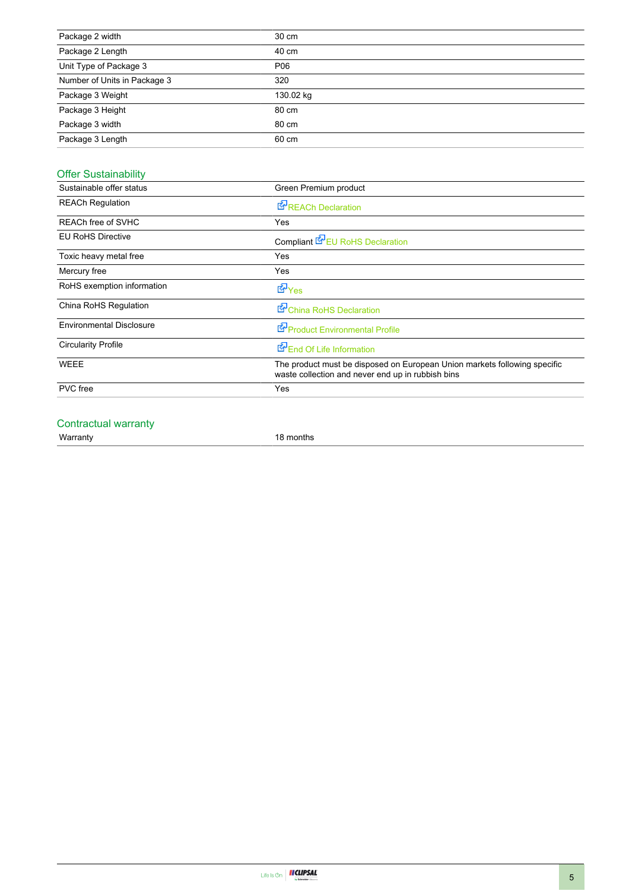| | |
|---|---|
| Package 2 width | 30 cm |
| Package 2 Length | 40 cm |
| Unit Type of Package 3 | P06 |
| Number of Units in Package 3 | 320 |
| Package 3 Weight | 130.02 kg |
| Package 3 Height | 80 cm |
| Package 3 width | 80 cm |
| Package 3 Length | 60 cm |

## Offer Sustainability

| | |
|---|---|
| Sustainable offer status | Green Premium product |
| REACh Regulation | REACh Declaration |
| REACh free of SVHC | Yes |
| EU RoHS Directive | Compliant EU RoHS Declaration |
| Toxic heavy metal free | Yes |
| Mercury free | Yes |
| RoHS exemption information | Yes |
| China RoHS Regulation | China RoHS Declaration |
| Environmental Disclosure | Product Environmental Profile |
| Circularity Profile | End Of Life Information |
| WEEE | The product must be disposed on European Union markets following specific waste collection and never end up in rubbish bins |
| PVC free | Yes |

## Contractual warranty

| | |
|---|---|
| Warranty | 18 months |